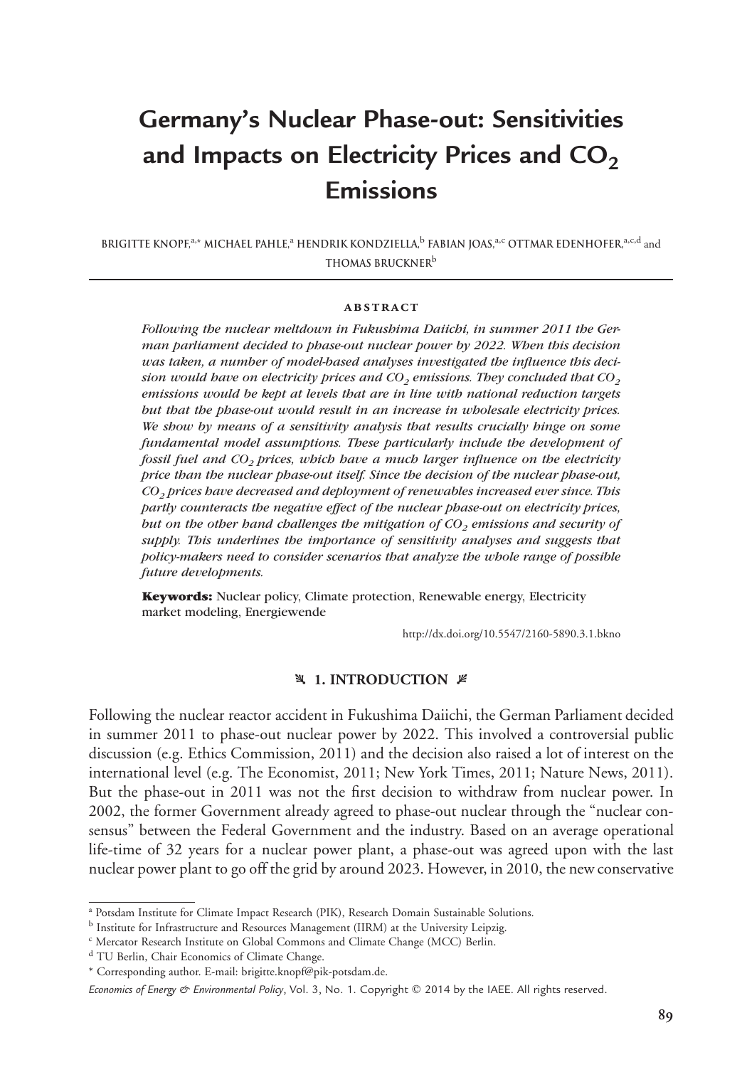# Germany's Nuclear Phase-out: Sensitivities and Impacts on Electricity Prices and $CO_2$ Emissions

BRIGITTE KNOPF,[a,*] MICHAEL PAHLE,[a] HENDRIK KONDZIELLA,[b] FABIAN JOAS,[a,c] OTTMAR EDENHOFER,[a,c,d] and THOMAS BRUCKNER[b]

## ABSTRACT

*Following the nuclear meltdown in Fukushima Daiichi, in summer 2011 the German parliament decided to phase-out nuclear power by 2022. When this decision was taken, a number of model-based analyses investigated the influence this decision would have on electricity prices and $CO_2$ emissions. They concluded that $CO_2$ emissions would be kept at levels that are in line with national reduction targets but that the phase-out would result in an increase in wholesale electricity prices. We show by means of a sensitivity analysis that results crucially hinge on some fundamental model assumptions. These particularly include the development of fossil fuel and $CO_2$ prices, which have a much larger influence on the electricity price than the nuclear phase-out itself. Since the decision of the nuclear phase-out, $CO_2$ prices have decreased and deployment of renewables increased ever since. This partly counteracts the negative effect of the nuclear phase-out on electricity prices, but on the other hand challenges the mitigation of $CO_2$ emissions and security of supply. This underlines the importance of sensitivity analyses and suggests that policy-makers need to consider scenarios that analyze the whole range of possible future developments.*

**Keywords:** Nuclear policy, Climate protection, Renewable energy, Electricity market modeling, Energiewende

http://dx.doi.org/10.5547/2160-5890.3.1.bkno

## 1. INTRODUCTION

Following the nuclear reactor accident in Fukushima Daiichi, the German Parliament decided in summer 2011 to phase-out nuclear power by 2022. This involved a controversial public discussion (e.g. Ethics Commission, 2011) and the decision also raised a lot of interest on the international level (e.g. The Economist, 2011; New York Times, 2011; Nature News, 2011). But the phase-out in 2011 was not the first decision to withdraw from nuclear power. In 2002, the former Government already agreed to phase-out nuclear through the "nuclear consensus" between the Federal Government and the industry. Based on an average operational life-time of 32 years for a nuclear power plant, a phase-out was agreed upon with the last nuclear power plant to go off the grid by around 2023. However, in 2010, the new conservative

[a] Potsdam Institute for Climate Impact Research (PIK), Research Domain Sustainable Solutions.

[b] Institute for Infrastructure and Resources Management (IIRM) at the University Leipzig.

[c] Mercator Research Institute on Global Commons and Climate Change (MCC) Berlin.

[d] TU Berlin, Chair Economics of Climate Change.

\* Corresponding author. E-mail: brigitte.knopf@pik-potsdam.de.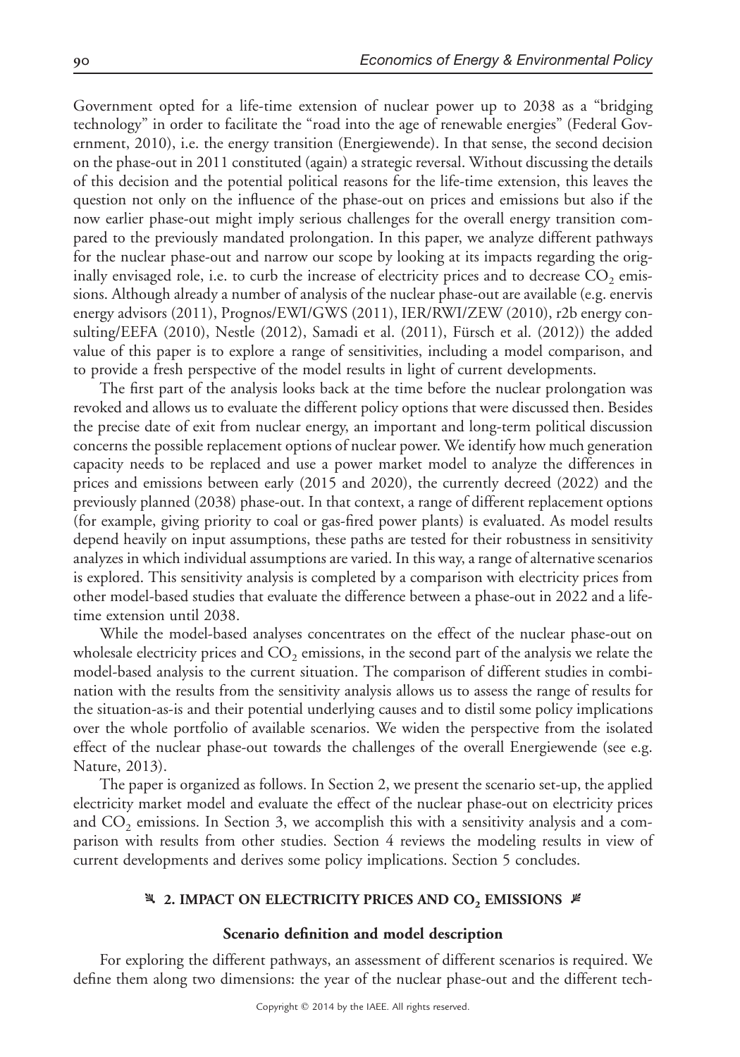Government opted for a life-time extension of nuclear power up to 2038 as a "bridging technology" in order to facilitate the "road into the age of renewable energies" (Federal Government, 2010), i.e. the energy transition (Energiewende). In that sense, the second decision on the phase-out in 2011 constituted (again) a strategic reversal. Without discussing the details of this decision and the potential political reasons for the life-time extension, this leaves the question not only on the influence of the phase-out on prices and emissions but also if the now earlier phase-out might imply serious challenges for the overall energy transition compared to the previously mandated prolongation. In this paper, we analyze different pathways for the nuclear phase-out and narrow our scope by looking at its impacts regarding the originally envisaged role, i.e. to curb the increase of electricity prices and to decrease $CO_2$ emissions. Although already a number of analysis of the nuclear phase-out are available (e.g. enervis energy advisors (2011), Prognos/EWI/GWS (2011), IER/RWI/ZEW (2010), r2b energy consulting/EEFA (2010), Nestle (2012), Samadi et al. (2011), Fürsch et al. (2012)) the added value of this paper is to explore a range of sensitivities, including a model comparison, and to provide a fresh perspective of the model results in light of current developments.

The first part of the analysis looks back at the time before the nuclear prolongation was revoked and allows us to evaluate the different policy options that were discussed then. Besides the precise date of exit from nuclear energy, an important and long-term political discussion concerns the possible replacement options of nuclear power. We identify how much generation capacity needs to be replaced and use a power market model to analyze the differences in prices and emissions between early (2015 and 2020), the currently decreed (2022) and the previously planned (2038) phase-out. In that context, a range of different replacement options (for example, giving priority to coal or gas-fired power plants) is evaluated. As model results depend heavily on input assumptions, these paths are tested for their robustness in sensitivity analyzes in which individual assumptions are varied. In this way, a range of alternative scenarios is explored. This sensitivity analysis is completed by a comparison with electricity prices from other model-based studies that evaluate the difference between a phase-out in 2022 and a life-time extension until 2038.

While the model-based analyses concentrates on the effect of the nuclear phase-out on wholesale electricity prices and $CO_2$ emissions, in the second part of the analysis we relate the model-based analysis to the current situation. The comparison of different studies in combination with the results from the sensitivity analysis allows us to assess the range of results for the situation-as-is and their potential underlying causes and to distil some policy implications over the whole portfolio of available scenarios. We widen the perspective from the isolated effect of the nuclear phase-out towards the challenges of the overall Energiewende (see e.g. Nature, 2013).

The paper is organized as follows. In Section 2, we present the scenario set-up, the applied electricity market model and evaluate the effect of the nuclear phase-out on electricity prices and $CO_2$ emissions. In Section 3, we accomplish this with a sensitivity analysis and a comparison with results from other studies. Section 4 reviews the modeling results in view of current developments and derives some policy implications. Section 5 concludes.

## 2. IMPACT ON ELECTRICITY PRICES AND $CO_2$ EMISSIONS

### Scenario definition and model description

For exploring the different pathways, an assessment of different scenarios is required. We define them along two dimensions: the year of the nuclear phase-out and the different tech-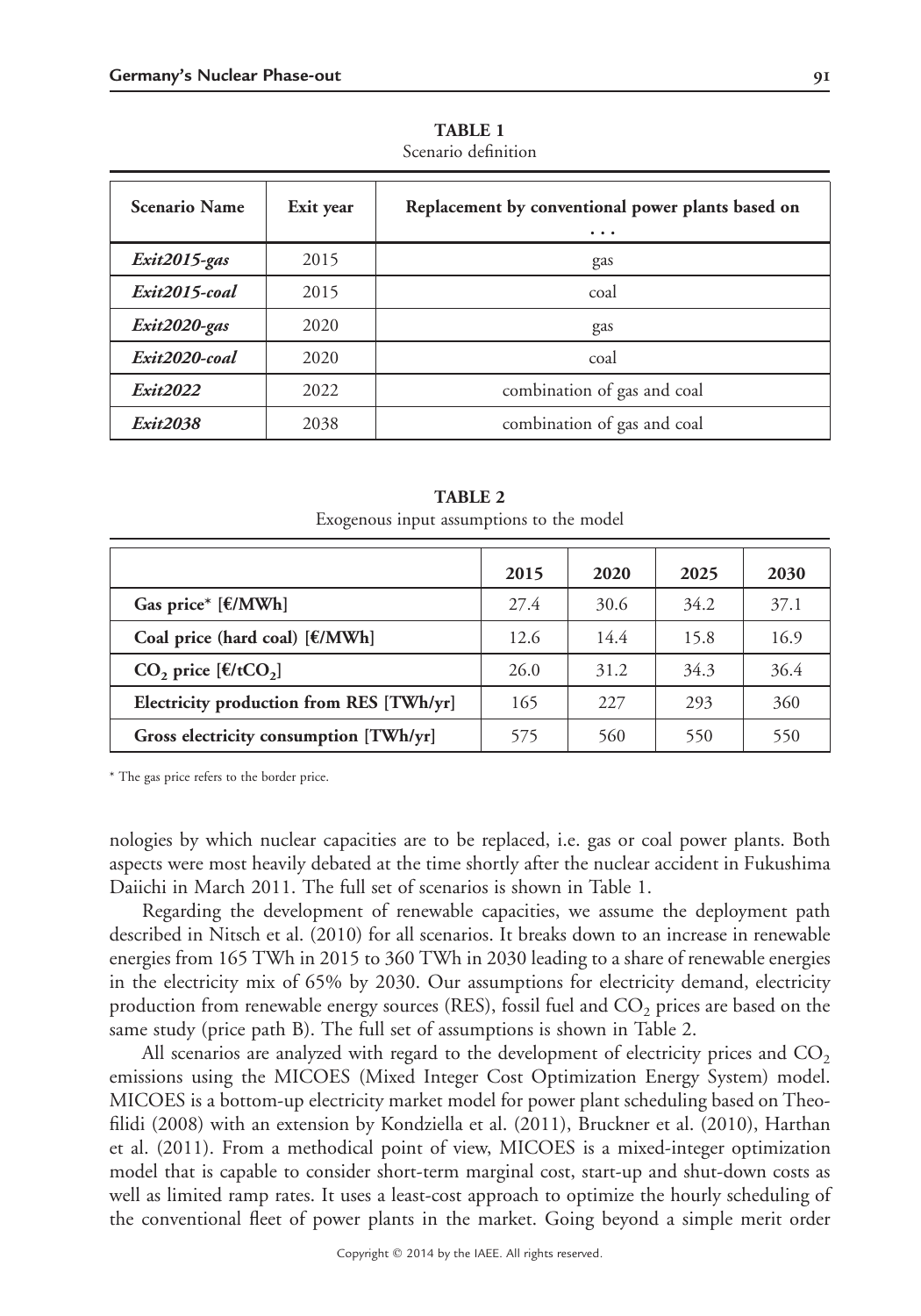**TABLE 1**
Scenario definition

| Scenario Name | Exit year | Replacement by conventional power plants based on ... |
|---|---|---|
| ***Exit2015-gas*** | 2015 | gas |
| ***Exit2015-coal*** | 2015 | coal |
| ***Exit2020-gas*** | 2020 | gas |
| ***Exit2020-coal*** | 2020 | coal |
| ***Exit2022*** | 2022 | combination of gas and coal |
| ***Exit2038*** | 2038 | combination of gas and coal |

**TABLE 2**
Exogenous input assumptions to the model

| | 2015 | 2020 | 2025 | 2030 |
|---|---|---|---|---|
| **Gas price* [€/MWh]** | 27.4 | 30.6 | 34.2 | 37.1 |
| **Coal price (hard coal) [€/MWh]** | 12.6 | 14.4 | 15.8 | 16.9 |
| **$CO_2$ price [€/t$CO_2$]** | 26.0 | 31.2 | 34.3 | 36.4 |
| **Electricity production from RES [TWh/yr]** | 165 | 227 | 293 | 360 |
| **Gross electricity consumption [TWh/yr]** | 575 | 560 | 550 | 550 |

* The gas price refers to the border price.

nologies by which nuclear capacities are to be replaced, i.e. gas or coal power plants. Both aspects were most heavily debated at the time shortly after the nuclear accident in Fukushima Daiichi in March 2011. The full set of scenarios is shown in Table 1.

Regarding the development of renewable capacities, we assume the deployment path described in Nitsch et al. (2010) for all scenarios. It breaks down to an increase in renewable energies from 165 TWh in 2015 to 360 TWh in 2030 leading to a share of renewable energies in the electricity mix of 65% by 2030. Our assumptions for electricity demand, electricity production from renewable energy sources (RES), fossil fuel and $CO_2$ prices are based on the same study (price path B). The full set of assumptions is shown in Table 2.

All scenarios are analyzed with regard to the development of electricity prices and $CO_2$ emissions using the MICOES (Mixed Integer Cost Optimization Energy System) model. MICOES is a bottom-up electricity market model for power plant scheduling based on Theofilidi (2008) with an extension by Kondziella et al. (2011), Bruckner et al. (2010), Harthan et al. (2011). From a methodical point of view, MICOES is a mixed-integer optimization model that is capable to consider short-term marginal cost, start-up and shut-down costs as well as limited ramp rates. It uses a least-cost approach to optimize the hourly scheduling of the conventional fleet of power plants in the market. Going beyond a simple merit order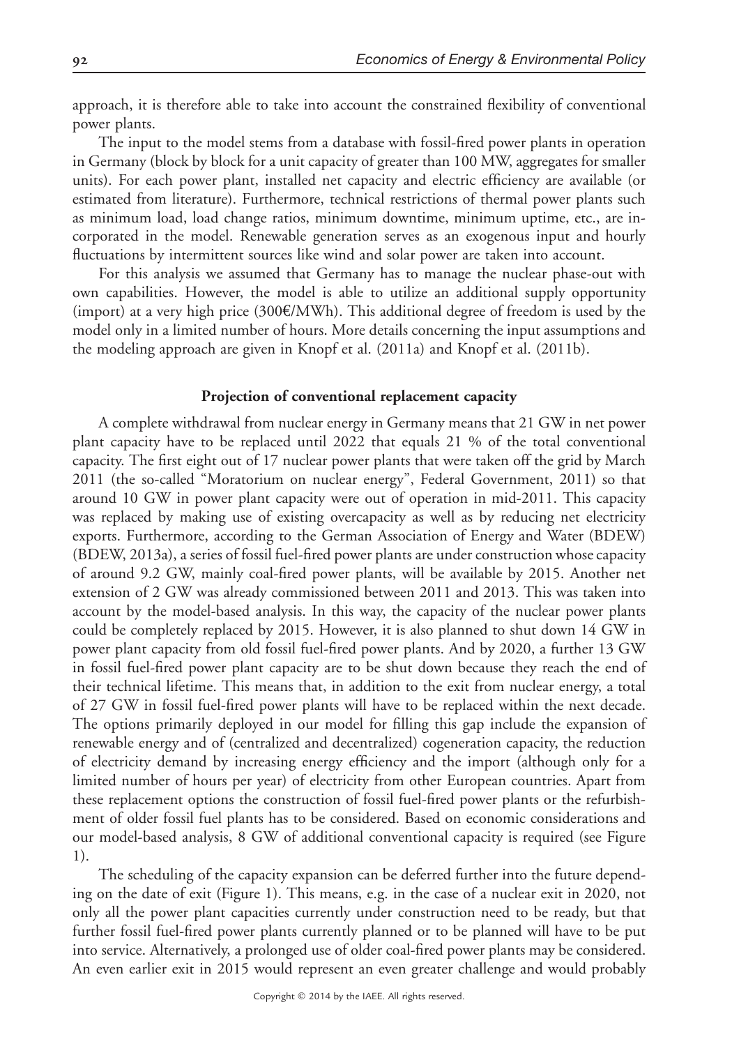approach, it is therefore able to take into account the constrained flexibility of conventional power plants.

The input to the model stems from a database with fossil-fired power plants in operation in Germany (block by block for a unit capacity of greater than 100 MW, aggregates for smaller units). For each power plant, installed net capacity and electric efficiency are available (or estimated from literature). Furthermore, technical restrictions of thermal power plants such as minimum load, load change ratios, minimum downtime, minimum uptime, etc., are incorporated in the model. Renewable generation serves as an exogenous input and hourly fluctuations by intermittent sources like wind and solar power are taken into account.

For this analysis we assumed that Germany has to manage the nuclear phase-out with own capabilities. However, the model is able to utilize an additional supply opportunity (import) at a very high price (300€/MWh). This additional degree of freedom is used by the model only in a limited number of hours. More details concerning the input assumptions and the modeling approach are given in Knopf et al. (2011a) and Knopf et al. (2011b).

## Projection of conventional replacement capacity

A complete withdrawal from nuclear energy in Germany means that 21 GW in net power plant capacity have to be replaced until 2022 that equals 21 % of the total conventional capacity. The first eight out of 17 nuclear power plants that were taken off the grid by March 2011 (the so-called "Moratorium on nuclear energy", Federal Government, 2011) so that around 10 GW in power plant capacity were out of operation in mid-2011. This capacity was replaced by making use of existing overcapacity as well as by reducing net electricity exports. Furthermore, according to the German Association of Energy and Water (BDEW) (BDEW, 2013a), a series of fossil fuel-fired power plants are under construction whose capacity of around 9.2 GW, mainly coal-fired power plants, will be available by 2015. Another net extension of 2 GW was already commissioned between 2011 and 2013. This was taken into account by the model-based analysis. In this way, the capacity of the nuclear power plants could be completely replaced by 2015. However, it is also planned to shut down 14 GW in power plant capacity from old fossil fuel-fired power plants. And by 2020, a further 13 GW in fossil fuel-fired power plant capacity are to be shut down because they reach the end of their technical lifetime. This means that, in addition to the exit from nuclear energy, a total of 27 GW in fossil fuel-fired power plants will have to be replaced within the next decade. The options primarily deployed in our model for filling this gap include the expansion of renewable energy and of (centralized and decentralized) cogeneration capacity, the reduction of electricity demand by increasing energy efficiency and the import (although only for a limited number of hours per year) of electricity from other European countries. Apart from these replacement options the construction of fossil fuel-fired power plants or the refurbishment of older fossil fuel plants has to be considered. Based on economic considerations and our model-based analysis, 8 GW of additional conventional capacity is required (see Figure 1).

The scheduling of the capacity expansion can be deferred further into the future depending on the date of exit (Figure 1). This means, e.g. in the case of a nuclear exit in 2020, not only all the power plant capacities currently under construction need to be ready, but that further fossil fuel-fired power plants currently planned or to be planned will have to be put into service. Alternatively, a prolonged use of older coal-fired power plants may be considered. An even earlier exit in 2015 would represent an even greater challenge and would probably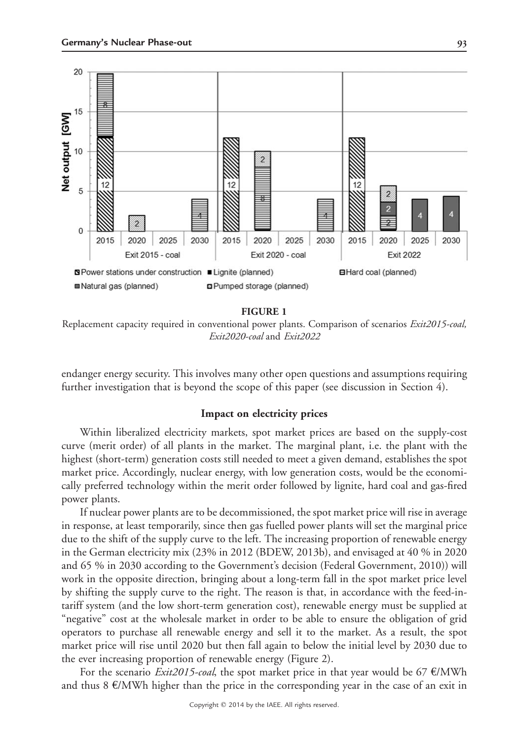**FIGURE 1**

Replacement capacity required in conventional power plants. Comparison of scenarios *Exit2015-coal, Exit2020-coal* and *Exit2022*

endanger energy security. This involves many other open questions and assumptions requiring further investigation that is beyond the scope of this paper (see discussion in Section 4).

### Impact on electricity prices

Within liberalized electricity markets, spot market prices are based on the supply-cost curve (merit order) of all plants in the market. The marginal plant, i.e. the plant with the highest (short-term) generation costs still needed to meet a given demand, establishes the spot market price. Accordingly, nuclear energy, with low generation costs, would be the economically preferred technology within the merit order followed by lignite, hard coal and gas-fired power plants.

If nuclear power plants are to be decommissioned, the spot market price will rise in average in response, at least temporarily, since then gas fuelled power plants will set the marginal price due to the shift of the supply curve to the left. The increasing proportion of renewable energy in the German electricity mix (23% in 2012 (BDEW, 2013b), and envisaged at 40 % in 2020 and 65 % in 2030 according to the Government's decision (Federal Government, 2010)) will work in the opposite direction, bringing about a long-term fall in the spot market price level by shifting the supply curve to the right. The reason is that, in accordance with the feed-in-tariff system (and the low short-term generation cost), renewable energy must be supplied at "negative" cost at the wholesale market in order to be able to ensure the obligation of grid operators to purchase all renewable energy and sell it to the market. As a result, the spot market price will rise until 2020 but then fall again to below the initial level by 2030 due to the ever increasing proportion of renewable energy (Figure 2).

For the scenario *Exit2015-coal*, the spot market price in that year would be 67 €/MWh and thus 8 €/MWh higher than the price in the corresponding year in the case of an exit in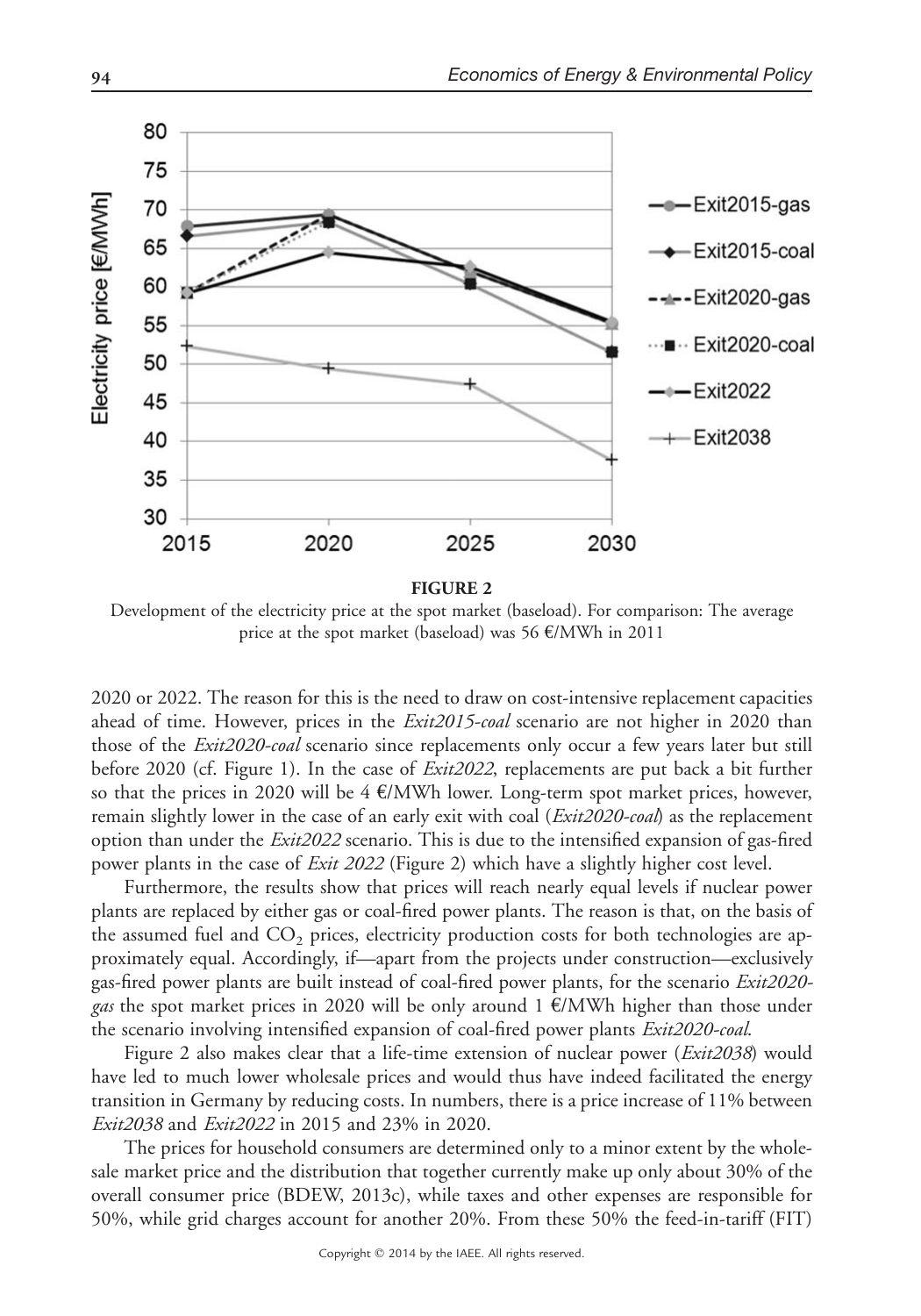**FIGURE 2**

Development of the electricity price at the spot market (baseload). For comparison: The average price at the spot market (baseload) was 56 €/MWh in 2011

2020 or 2022. The reason for this is the need to draw on cost-intensive replacement capacities ahead of time. However, prices in the *Exit2015-coal* scenario are not higher in 2020 than those of the *Exit2020-coal* scenario since replacements only occur a few years later but still before 2020 (cf. Figure 1). In the case of *Exit2022*, replacements are put back a bit further so that the prices in 2020 will be 4 €/MWh lower. Long-term spot market prices, however, remain slightly lower in the case of an early exit with coal (*Exit2020-coal*) as the replacement option than under the *Exit2022* scenario. This is due to the intensified expansion of gas-fired power plants in the case of *Exit 2022* (Figure 2) which have a slightly higher cost level.

Furthermore, the results show that prices will reach nearly equal levels if nuclear power plants are replaced by either gas or coal-fired power plants. The reason is that, on the basis of the assumed fuel and $CO_2$ prices, electricity production costs for both technologies are approximately equal. Accordingly, if—apart from the projects under construction—exclusively gas-fired power plants are built instead of coal-fired power plants, for the scenario *Exit2020-gas* the spot market prices in 2020 will be only around 1 €/MWh higher than those under the scenario involving intensified expansion of coal-fired power plants *Exit2020-coal*.

Figure 2 also makes clear that a life-time extension of nuclear power (*Exit2038*) would have led to much lower wholesale prices and would thus have indeed facilitated the energy transition in Germany by reducing costs. In numbers, there is a price increase of 11% between *Exit2038* and *Exit2022* in 2015 and 23% in 2020.

The prices for household consumers are determined only to a minor extent by the wholesale market price and the distribution that together currently make up only about 30% of the overall consumer price (BDEW, 2013c), while taxes and other expenses are responsible for 50%, while grid charges account for another 20%. From these 50% the feed-in-tariff (FIT)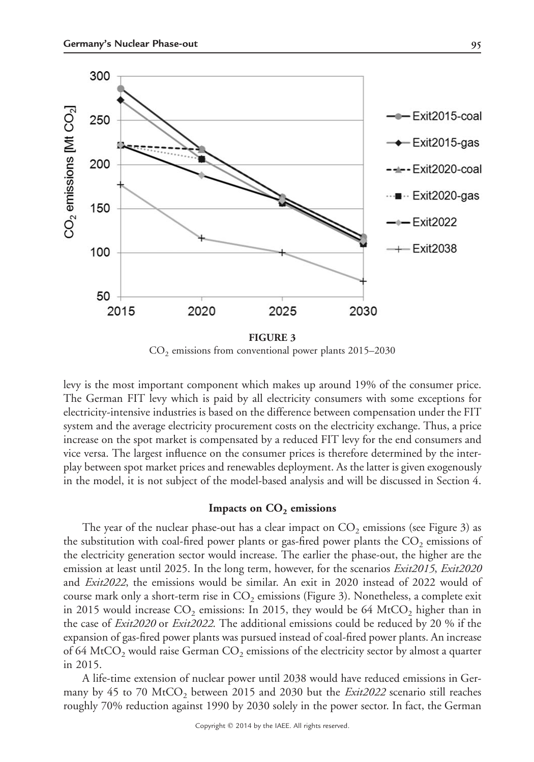**FIGURE 3**

$CO_2$ emissions from conventional power plants 2015–2030

levy is the most important component which makes up around 19% of the consumer price. The German FIT levy which is paid by all electricity consumers with some exceptions for electricity-intensive industries is based on the difference between compensation under the FIT system and the average electricity procurement costs on the electricity exchange. Thus, a price increase on the spot market is compensated by a reduced FIT levy for the end consumers and vice versa. The largest influence on the consumer prices is therefore determined by the interplay between spot market prices and renewables deployment. As the latter is given exogenously in the model, it is not subject of the model-based analysis and will be discussed in Section 4.

### Impacts on $CO_2$ emissions

The year of the nuclear phase-out has a clear impact on $CO_2$ emissions (see Figure 3) as the substitution with coal-fired power plants or gas-fired power plants the $CO_2$ emissions of the electricity generation sector would increase. The earlier the phase-out, the higher are the emission at least until 2025. In the long term, however, for the scenarios *Exit2015*, *Exit2020* and *Exit2022*, the emissions would be similar. An exit in 2020 instead of 2022 would of course mark only a short-term rise in $CO_2$ emissions (Figure 3). Nonetheless, a complete exit in 2015 would increase $CO_2$ emissions: In 2015, they would be 64 $MtCO_2$ higher than in the case of *Exit2020* or *Exit2022*. The additional emissions could be reduced by 20 % if the expansion of gas-fired power plants was pursued instead of coal-fired power plants. An increase of 64 $MtCO_2$ would raise German $CO_2$ emissions of the electricity sector by almost a quarter in 2015.

A life-time extension of nuclear power until 2038 would have reduced emissions in Germany by 45 to 70 $MtCO_2$ between 2015 and 2030 but the *Exit2022* scenario still reaches roughly 70% reduction against 1990 by 2030 solely in the power sector. In fact, the German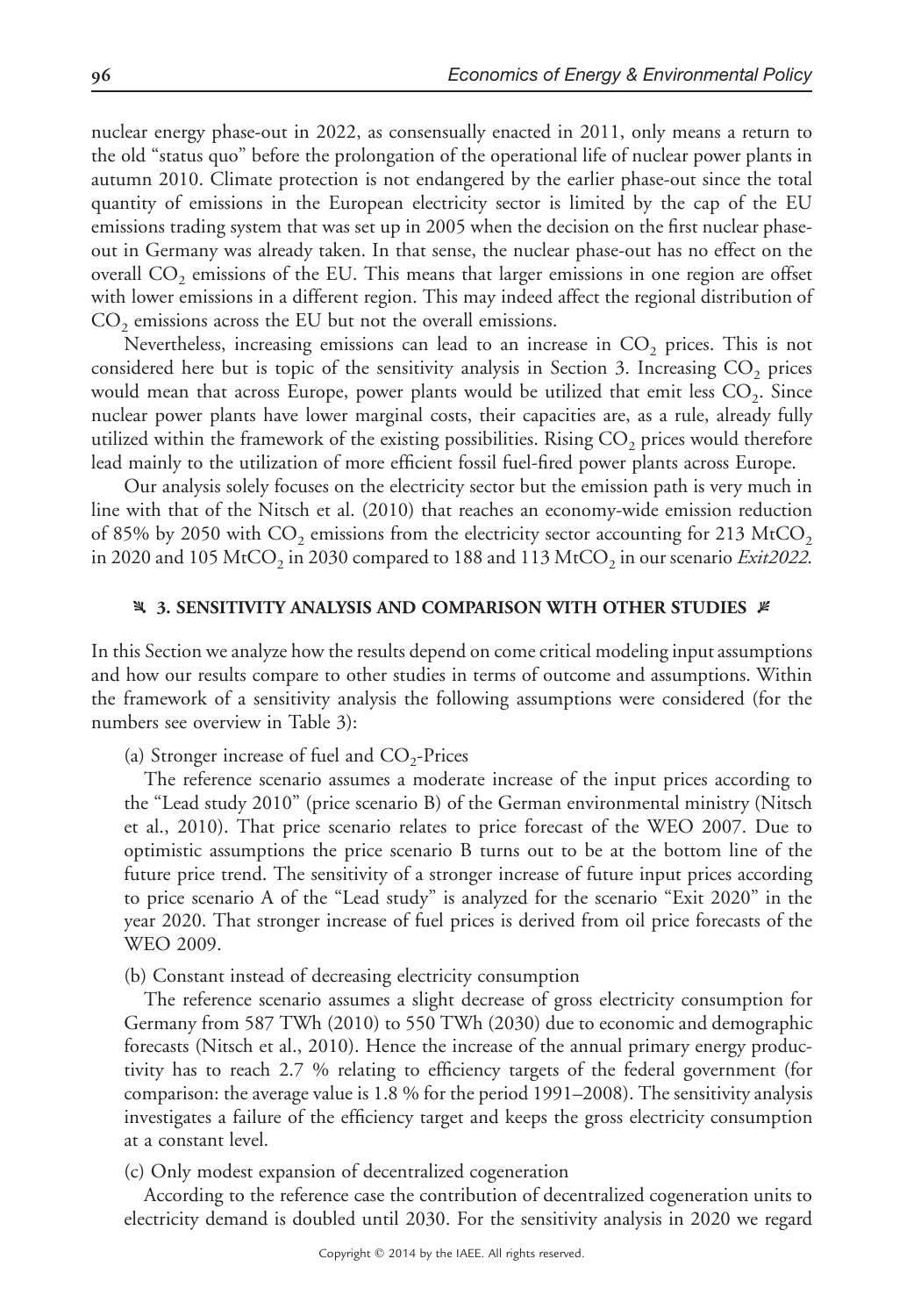nuclear energy phase-out in 2022, as consensually enacted in 2011, only means a return to the old "status quo" before the prolongation of the operational life of nuclear power plants in autumn 2010. Climate protection is not endangered by the earlier phase-out since the total quantity of emissions in the European electricity sector is limited by the cap of the EU emissions trading system that was set up in 2005 when the decision on the first nuclear phase-out in Germany was already taken. In that sense, the nuclear phase-out has no effect on the overall $CO_2$ emissions of the EU. This means that larger emissions in one region are offset with lower emissions in a different region. This may indeed affect the regional distribution of $CO_2$ emissions across the EU but not the overall emissions.

Nevertheless, increasing emissions can lead to an increase in $CO_2$ prices. This is not considered here but is topic of the sensitivity analysis in Section 3. Increasing $CO_2$ prices would mean that across Europe, power plants would be utilized that emit less $CO_2$. Since nuclear power plants have lower marginal costs, their capacities are, as a rule, already fully utilized within the framework of the existing possibilities. Rising $CO_2$ prices would therefore lead mainly to the utilization of more efficient fossil fuel-fired power plants across Europe.

Our analysis solely focuses on the electricity sector but the emission path is very much in line with that of the Nitsch et al. (2010) that reaches an economy-wide emission reduction of 85% by 2050 with $CO_2$ emissions from the electricity sector accounting for 213 $MtCO_2$ in 2020 and 105 $MtCO_2$ in 2030 compared to 188 and 113 $MtCO_2$ in our scenario *Exit2022*.

## 3. SENSITIVITY ANALYSIS AND COMPARISON WITH OTHER STUDIES

In this Section we analyze how the results depend on come critical modeling input assumptions and how our results compare to other studies in terms of outcome and assumptions. Within the framework of a sensitivity analysis the following assumptions were considered (for the numbers see overview in Table 3):

(a) Stronger increase of fuel and $CO_2$-Prices

The reference scenario assumes a moderate increase of the input prices according to the "Lead study 2010" (price scenario B) of the German environmental ministry (Nitsch et al., 2010). That price scenario relates to price forecast of the WEO 2007. Due to optimistic assumptions the price scenario B turns out to be at the bottom line of the future price trend. The sensitivity of a stronger increase of future input prices according to price scenario A of the "Lead study" is analyzed for the scenario "Exit 2020" in the year 2020. That stronger increase of fuel prices is derived from oil price forecasts of the WEO 2009.

(b) Constant instead of decreasing electricity consumption

The reference scenario assumes a slight decrease of gross electricity consumption for Germany from 587 TWh (2010) to 550 TWh (2030) due to economic and demographic forecasts (Nitsch et al., 2010). Hence the increase of the annual primary energy productivity has to reach 2.7 % relating to efficiency targets of the federal government (for comparison: the average value is 1.8 % for the period 1991–2008). The sensitivity analysis investigates a failure of the efficiency target and keeps the gross electricity consumption at a constant level.

(c) Only modest expansion of decentralized cogeneration

According to the reference case the contribution of decentralized cogeneration units to electricity demand is doubled until 2030. For the sensitivity analysis in 2020 we regard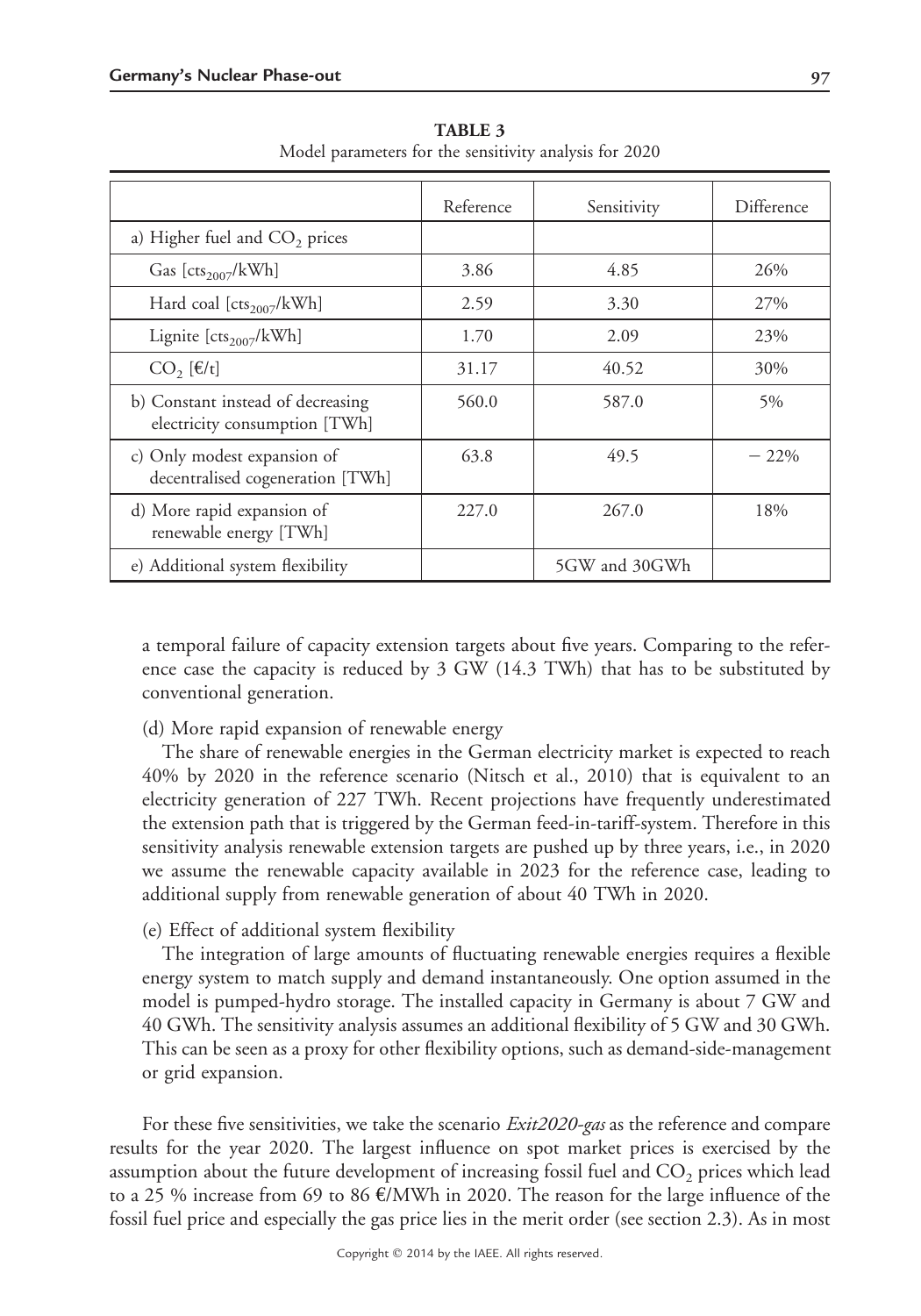**TABLE 3**
Model parameters for the sensitivity analysis for 2020

| | Reference | Sensitivity | Difference |
|---|---|---|---|
| a) Higher fuel and $CO_2$ prices | | | |
| Gas [$cts_{2007}$/kWh] | 3.86 | 4.85 | 26% |
| Hard coal [$cts_{2007}$/kWh] | 2.59 | 3.30 | 27% |
| Lignite [$cts_{2007}$/kWh] | 1.70 | 2.09 | 23% |
| $CO_2$ [€/t] | 31.17 | 40.52 | 30% |
| b) Constant instead of decreasing electricity consumption [TWh] | 560.0 | 587.0 | 5% |
| c) Only modest expansion of decentralised cogeneration [TWh] | 63.8 | 49.5 | − 22% |
| d) More rapid expansion of renewable energy [TWh] | 227.0 | 267.0 | 18% |
| e) Additional system flexibility | | 5GW and 30GWh | |

a temporal failure of capacity extension targets about five years. Comparing to the reference case the capacity is reduced by 3 GW (14.3 TWh) that has to be substituted by conventional generation.

(d) More rapid expansion of renewable energy

The share of renewable energies in the German electricity market is expected to reach 40% by 2020 in the reference scenario (Nitsch et al., 2010) that is equivalent to an electricity generation of 227 TWh. Recent projections have frequently underestimated the extension path that is triggered by the German feed-in-tariff-system. Therefore in this sensitivity analysis renewable extension targets are pushed up by three years, i.e., in 2020 we assume the renewable capacity available in 2023 for the reference case, leading to additional supply from renewable generation of about 40 TWh in 2020.

(e) Effect of additional system flexibility

The integration of large amounts of fluctuating renewable energies requires a flexible energy system to match supply and demand instantaneously. One option assumed in the model is pumped-hydro storage. The installed capacity in Germany is about 7 GW and 40 GWh. The sensitivity analysis assumes an additional flexibility of 5 GW and 30 GWh. This can be seen as a proxy for other flexibility options, such as demand-side-management or grid expansion.

For these five sensitivities, we take the scenario *Exit2020-gas* as the reference and compare results for the year 2020. The largest influence on spot market prices is exercised by the assumption about the future development of increasing fossil fuel and $CO_2$ prices which lead to a 25 % increase from 69 to 86 €/MWh in 2020. The reason for the large influence of the fossil fuel price and especially the gas price lies in the merit order (see section 2.3). As in most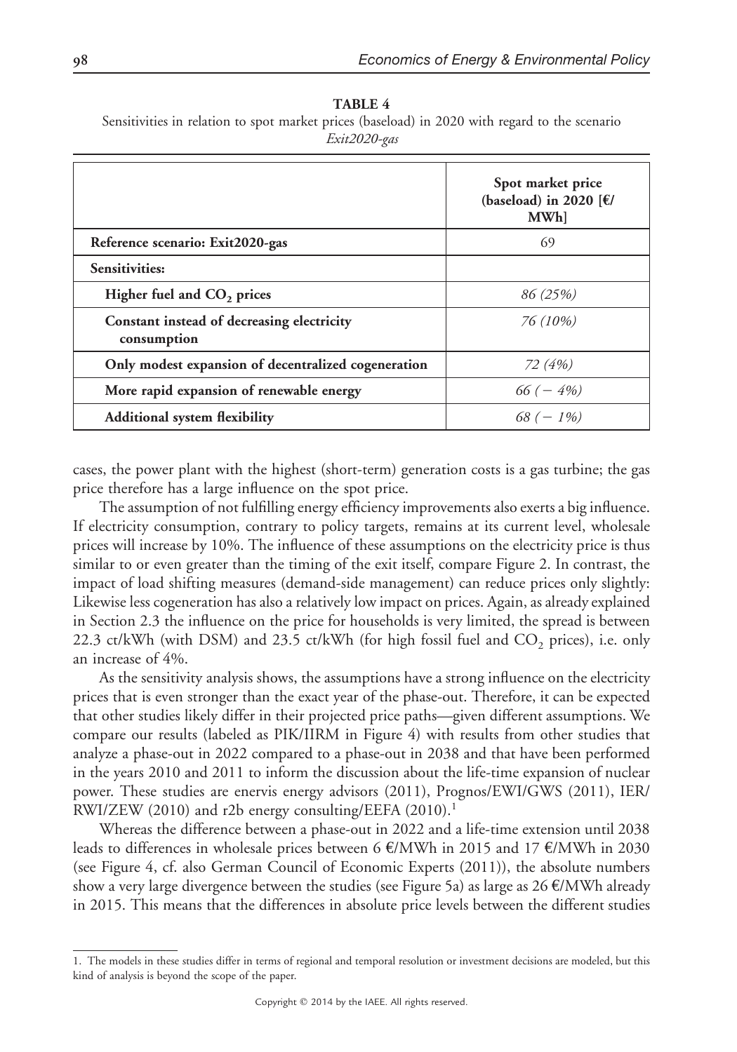**TABLE 4**

Sensitivities in relation to spot market prices (baseload) in 2020 with regard to the scenario *Exit2020-gas*

| | Spot market price (baseload) in 2020 [€/MWh] |
|---|---|
| **Reference scenario: Exit2020-gas** | 69 |
| **Sensitivities:** | |
| **Higher fuel and $CO_2$ prices** | *86 (25%)* |
| **Constant instead of decreasing electricity consumption** | *76 (10%)* |
| **Only modest expansion of decentralized cogeneration** | *72 (4%)* |
| **More rapid expansion of renewable energy** | *66 (− 4%)* |
| **Additional system flexibility** | *68 (− 1%)* |

cases, the power plant with the highest (short-term) generation costs is a gas turbine; the gas price therefore has a large influence on the spot price.

The assumption of not fulfilling energy efficiency improvements also exerts a big influence. If electricity consumption, contrary to policy targets, remains at its current level, wholesale prices will increase by 10%. The influence of these assumptions on the electricity price is thus similar to or even greater than the timing of the exit itself, compare Figure 2. In contrast, the impact of load shifting measures (demand-side management) can reduce prices only slightly: Likewise less cogeneration has also a relatively low impact on prices. Again, as already explained in Section 2.3 the influence on the price for households is very limited, the spread is between 22.3 ct/kWh (with DSM) and 23.5 ct/kWh (for high fossil fuel and $CO_2$ prices), i.e. only an increase of 4%.

As the sensitivity analysis shows, the assumptions have a strong influence on the electricity prices that is even stronger than the exact year of the phase-out. Therefore, it can be expected that other studies likely differ in their projected price paths—given different assumptions. We compare our results (labeled as PIK/IIRM in Figure 4) with results from other studies that analyze a phase-out in 2022 compared to a phase-out in 2038 and that have been performed in the years 2010 and 2011 to inform the discussion about the life-time expansion of nuclear power. These studies are enervis energy advisors (2011), Prognos/EWI/GWS (2011), IER/RWI/ZEW (2010) and r2b energy consulting/EEFA (2010).[1]

Whereas the difference between a phase-out in 2022 and a life-time extension until 2038 leads to differences in wholesale prices between 6 €/MWh in 2015 and 17 €/MWh in 2030 (see Figure 4, cf. also German Council of Economic Experts (2011)), the absolute numbers show a very large divergence between the studies (see Figure 5a) as large as 26 €/MWh already in 2015. This means that the differences in absolute price levels between the different studies

1. The models in these studies differ in terms of regional and temporal resolution or investment decisions are modeled, but this kind of analysis is beyond the scope of the paper.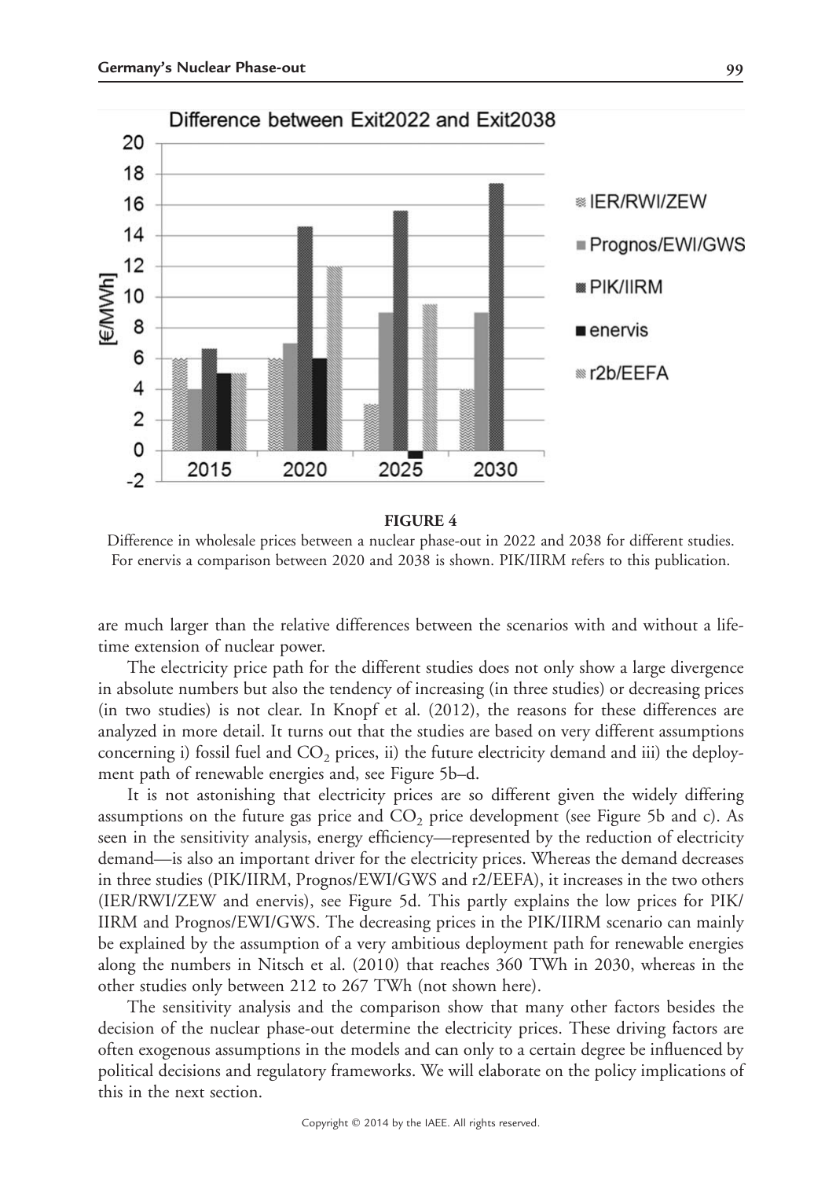**FIGURE 4**

Difference in wholesale prices between a nuclear phase-out in 2022 and 2038 for different studies. For enervis a comparison between 2020 and 2038 is shown. PIK/IIRM refers to this publication.

are much larger than the relative differences between the scenarios with and without a lifetime extension of nuclear power.

The electricity price path for the different studies does not only show a large divergence in absolute numbers but also the tendency of increasing (in three studies) or decreasing prices (in two studies) is not clear. In Knopf et al. (2012), the reasons for these differences are analyzed in more detail. It turns out that the studies are based on very different assumptions concerning i) fossil fuel and $CO_2$ prices, ii) the future electricity demand and iii) the deployment path of renewable energies and, see Figure 5b–d.

It is not astonishing that electricity prices are so different given the widely differing assumptions on the future gas price and $CO_2$ price development (see Figure 5b and c). As seen in the sensitivity analysis, energy efficiency—represented by the reduction of electricity demand—is also an important driver for the electricity prices. Whereas the demand decreases in three studies (PIK/IIRM, Prognos/EWI/GWS and r2/EEFA), it increases in the two others (IER/RWI/ZEW and enervis), see Figure 5d. This partly explains the low prices for PIK/IIRM and Prognos/EWI/GWS. The decreasing prices in the PIK/IIRM scenario can mainly be explained by the assumption of a very ambitious deployment path for renewable energies along the numbers in Nitsch et al. (2010) that reaches 360 TWh in 2030, whereas in the other studies only between 212 to 267 TWh (not shown here).

The sensitivity analysis and the comparison show that many other factors besides the decision of the nuclear phase-out determine the electricity prices. These driving factors are often exogenous assumptions in the models and can only to a certain degree be influenced by political decisions and regulatory frameworks. We will elaborate on the policy implications of this in the next section.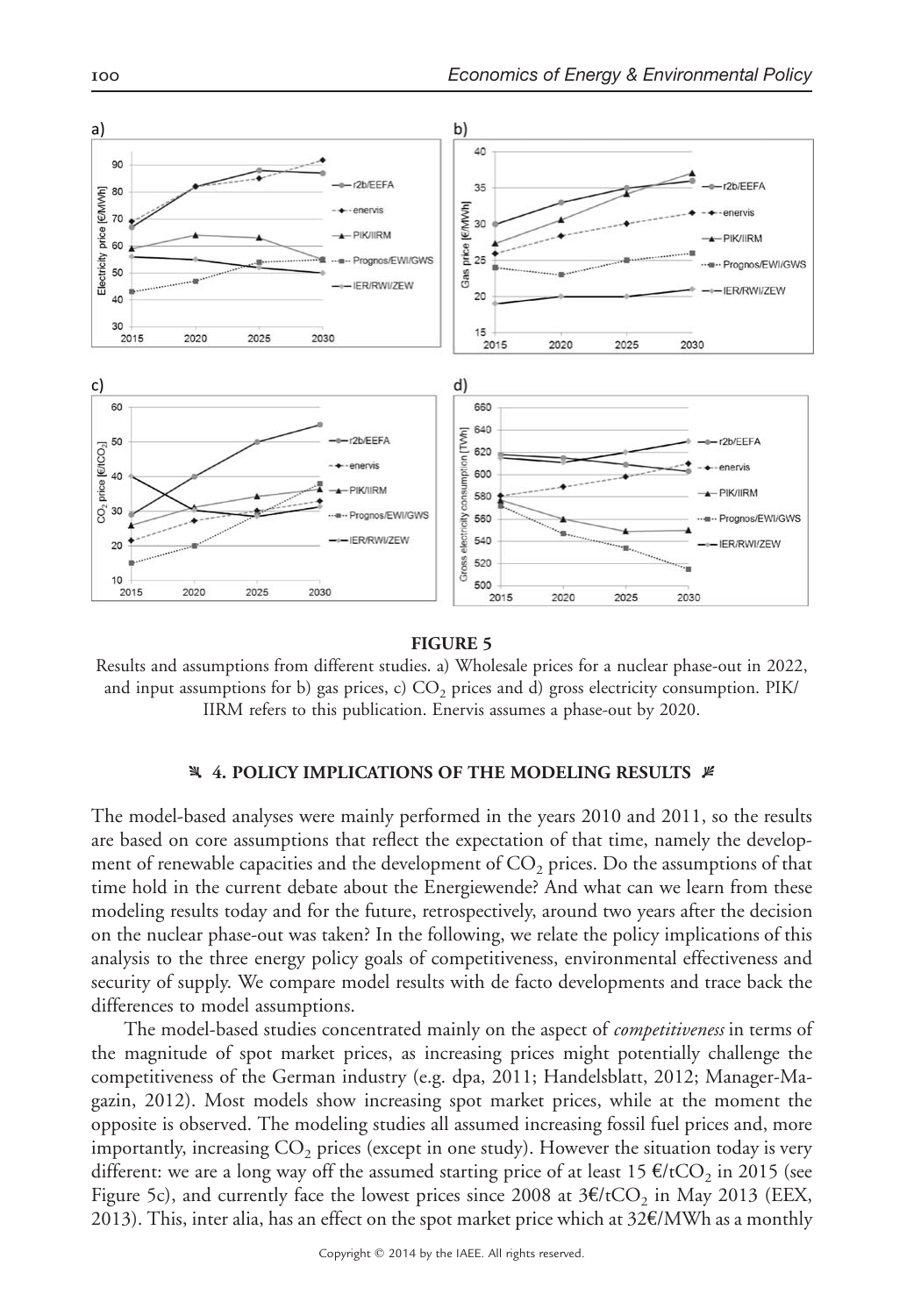**FIGURE 5**

Results and assumptions from different studies. a) Wholesale prices for a nuclear phase-out in 2022, and input assumptions for b) gas prices, c) $CO_2$ prices and d) gross electricity consumption. PIK/IIRM refers to this publication. Enervis assumes a phase-out by 2020.

## 4. POLICY IMPLICATIONS OF THE MODELING RESULTS

The model-based analyses were mainly performed in the years 2010 and 2011, so the results are based on core assumptions that reflect the expectation of that time, namely the development of renewable capacities and the development of $CO_2$ prices. Do the assumptions of that time hold in the current debate about the Energiewende? And what can we learn from these modeling results today and for the future, retrospectively, around two years after the decision on the nuclear phase-out was taken? In the following, we relate the policy implications of this analysis to the three energy policy goals of competitiveness, environmental effectiveness and security of supply. We compare model results with de facto developments and trace back the differences to model assumptions.

The model-based studies concentrated mainly on the aspect of *competitiveness* in terms of the magnitude of spot market prices, as increasing prices might potentially challenge the competitiveness of the German industry (e.g. dpa, 2011; Handelsblatt, 2012; Manager-Magazin, 2012). Most models show increasing spot market prices, while at the moment the opposite is observed. The modeling studies all assumed increasing fossil fuel prices and, more importantly, increasing $CO_2$ prices (except in one study). However the situation today is very different: we are a long way off the assumed starting price of at least 15 €/t$CO_2$ in 2015 (see Figure 5c), and currently face the lowest prices since 2008 at 3€/t$CO_2$ in May 2013 (EEX, 2013). This, inter alia, has an effect on the spot market price which at 32€/MWh as a monthly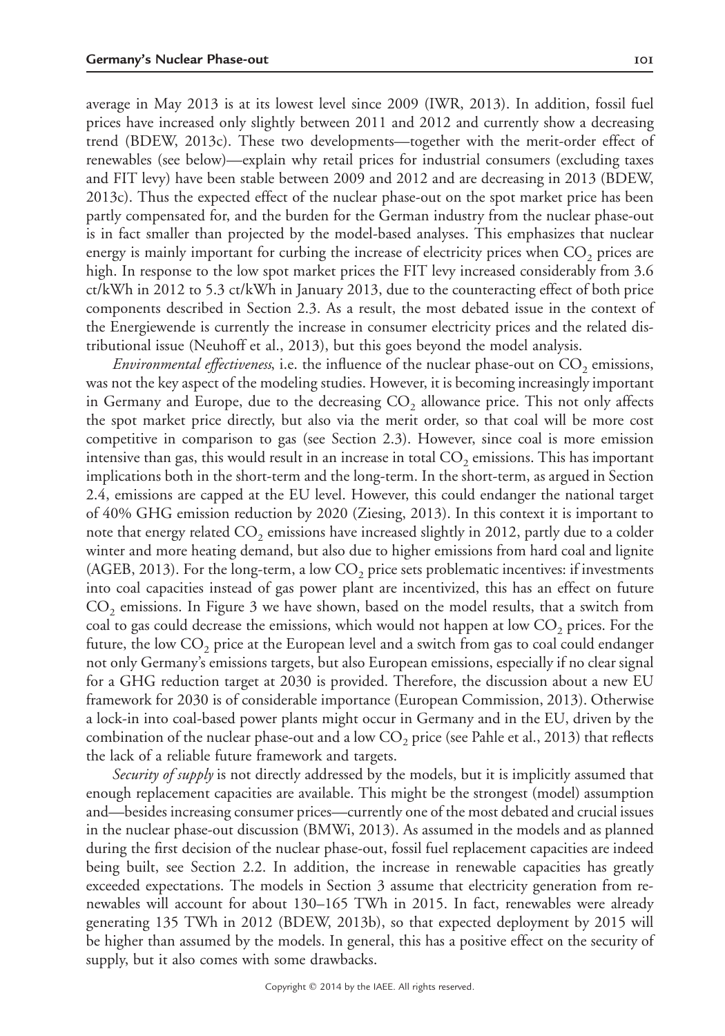average in May 2013 is at its lowest level since 2009 (IWR, 2013). In addition, fossil fuel prices have increased only slightly between 2011 and 2012 and currently show a decreasing trend (BDEW, 2013c). These two developments—together with the merit-order effect of renewables (see below)—explain why retail prices for industrial consumers (excluding taxes and FIT levy) have been stable between 2009 and 2012 and are decreasing in 2013 (BDEW, 2013c). Thus the expected effect of the nuclear phase-out on the spot market price has been partly compensated for, and the burden for the German industry from the nuclear phase-out is in fact smaller than projected by the model-based analyses. This emphasizes that nuclear energy is mainly important for curbing the increase of electricity prices when $CO_2$ prices are high. In response to the low spot market prices the FIT levy increased considerably from 3.6 ct/kWh in 2012 to 5.3 ct/kWh in January 2013, due to the counteracting effect of both price components described in Section 2.3. As a result, the most debated issue in the context of the Energiewende is currently the increase in consumer electricity prices and the related distributional issue (Neuhoff et al., 2013), but this goes beyond the model analysis.

*Environmental effectiveness*, i.e. the influence of the nuclear phase-out on $CO_2$ emissions, was not the key aspect of the modeling studies. However, it is becoming increasingly important in Germany and Europe, due to the decreasing $CO_2$ allowance price. This not only affects the spot market price directly, but also via the merit order, so that coal will be more cost competitive in comparison to gas (see Section 2.3). However, since coal is more emission intensive than gas, this would result in an increase in total $CO_2$ emissions. This has important implications both in the short-term and the long-term. In the short-term, as argued in Section 2.4, emissions are capped at the EU level. However, this could endanger the national target of 40% GHG emission reduction by 2020 (Ziesing, 2013). In this context it is important to note that energy related $CO_2$ emissions have increased slightly in 2012, partly due to a colder winter and more heating demand, but also due to higher emissions from hard coal and lignite (AGEB, 2013). For the long-term, a low $CO_2$ price sets problematic incentives: if investments into coal capacities instead of gas power plant are incentivized, this has an effect on future $CO_2$ emissions. In Figure 3 we have shown, based on the model results, that a switch from coal to gas could decrease the emissions, which would not happen at low $CO_2$ prices. For the future, the low $CO_2$ price at the European level and a switch from gas to coal could endanger not only Germany's emissions targets, but also European emissions, especially if no clear signal for a GHG reduction target at 2030 is provided. Therefore, the discussion about a new EU framework for 2030 is of considerable importance (European Commission, 2013). Otherwise a lock-in into coal-based power plants might occur in Germany and in the EU, driven by the combination of the nuclear phase-out and a low $CO_2$ price (see Pahle et al., 2013) that reflects the lack of a reliable future framework and targets.

*Security of supply* is not directly addressed by the models, but it is implicitly assumed that enough replacement capacities are available. This might be the strongest (model) assumption and—besides increasing consumer prices—currently one of the most debated and crucial issues in the nuclear phase-out discussion (BMWi, 2013). As assumed in the models and as planned during the first decision of the nuclear phase-out, fossil fuel replacement capacities are indeed being built, see Section 2.2. In addition, the increase in renewable capacities has greatly exceeded expectations. The models in Section 3 assume that electricity generation from renewables will account for about 130–165 TWh in 2015. In fact, renewables were already generating 135 TWh in 2012 (BDEW, 2013b), so that expected deployment by 2015 will be higher than assumed by the models. In general, this has a positive effect on the security of supply, but it also comes with some drawbacks.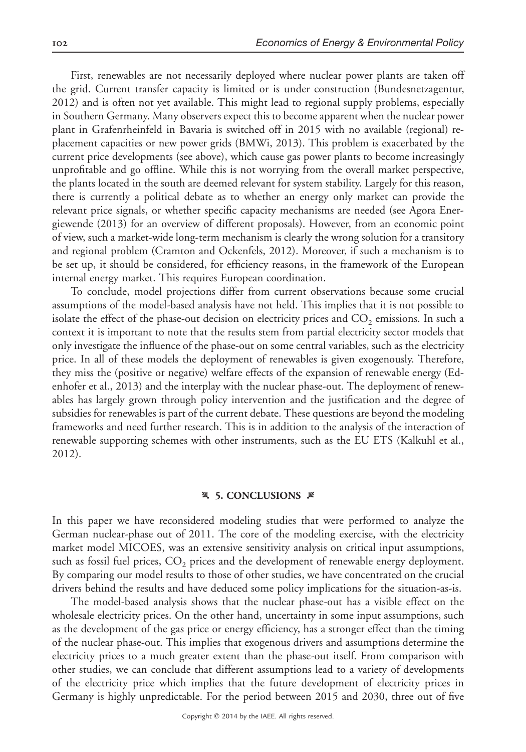First, renewables are not necessarily deployed where nuclear power plants are taken off the grid. Current transfer capacity is limited or is under construction (Bundesnetzagentur, 2012) and is often not yet available. This might lead to regional supply problems, especially in Southern Germany. Many observers expect this to become apparent when the nuclear power plant in Grafenrheinfeld in Bavaria is switched off in 2015 with no available (regional) replacement capacities or new power grids (BMWi, 2013). This problem is exacerbated by the current price developments (see above), which cause gas power plants to become increasingly unprofitable and go offline. While this is not worrying from the overall market perspective, the plants located in the south are deemed relevant for system stability. Largely for this reason, there is currently a political debate as to whether an energy only market can provide the relevant price signals, or whether specific capacity mechanisms are needed (see Agora Energiewende (2013) for an overview of different proposals). However, from an economic point of view, such a market-wide long-term mechanism is clearly the wrong solution for a transitory and regional problem (Cramton and Ockenfels, 2012). Moreover, if such a mechanism is to be set up, it should be considered, for efficiency reasons, in the framework of the European internal energy market. This requires European coordination.

To conclude, model projections differ from current observations because some crucial assumptions of the model-based analysis have not held. This implies that it is not possible to isolate the effect of the phase-out decision on electricity prices and $CO_2$ emissions. In such a context it is important to note that the results stem from partial electricity sector models that only investigate the influence of the phase-out on some central variables, such as the electricity price. In all of these models the deployment of renewables is given exogenously. Therefore, they miss the (positive or negative) welfare effects of the expansion of renewable energy (Edenhofer et al., 2013) and the interplay with the nuclear phase-out. The deployment of renewables has largely grown through policy intervention and the justification and the degree of subsidies for renewables is part of the current debate. These questions are beyond the modeling frameworks and need further research. This is in addition to the analysis of the interaction of renewable supporting schemes with other instruments, such as the EU ETS (Kalkuhl et al., 2012).

## 5. CONCLUSIONS

In this paper we have reconsidered modeling studies that were performed to analyze the German nuclear-phase out of 2011. The core of the modeling exercise, with the electricity market model MICOES, was an extensive sensitivity analysis on critical input assumptions, such as fossil fuel prices, $CO_2$ prices and the development of renewable energy deployment. By comparing our model results to those of other studies, we have concentrated on the crucial drivers behind the results and have deduced some policy implications for the situation-as-is.

The model-based analysis shows that the nuclear phase-out has a visible effect on the wholesale electricity prices. On the other hand, uncertainty in some input assumptions, such as the development of the gas price or energy efficiency, has a stronger effect than the timing of the nuclear phase-out. This implies that exogenous drivers and assumptions determine the electricity prices to a much greater extent than the phase-out itself. From comparison with other studies, we can conclude that different assumptions lead to a variety of developments of the electricity price which implies that the future development of electricity prices in Germany is highly unpredictable. For the period between 2015 and 2030, three out of five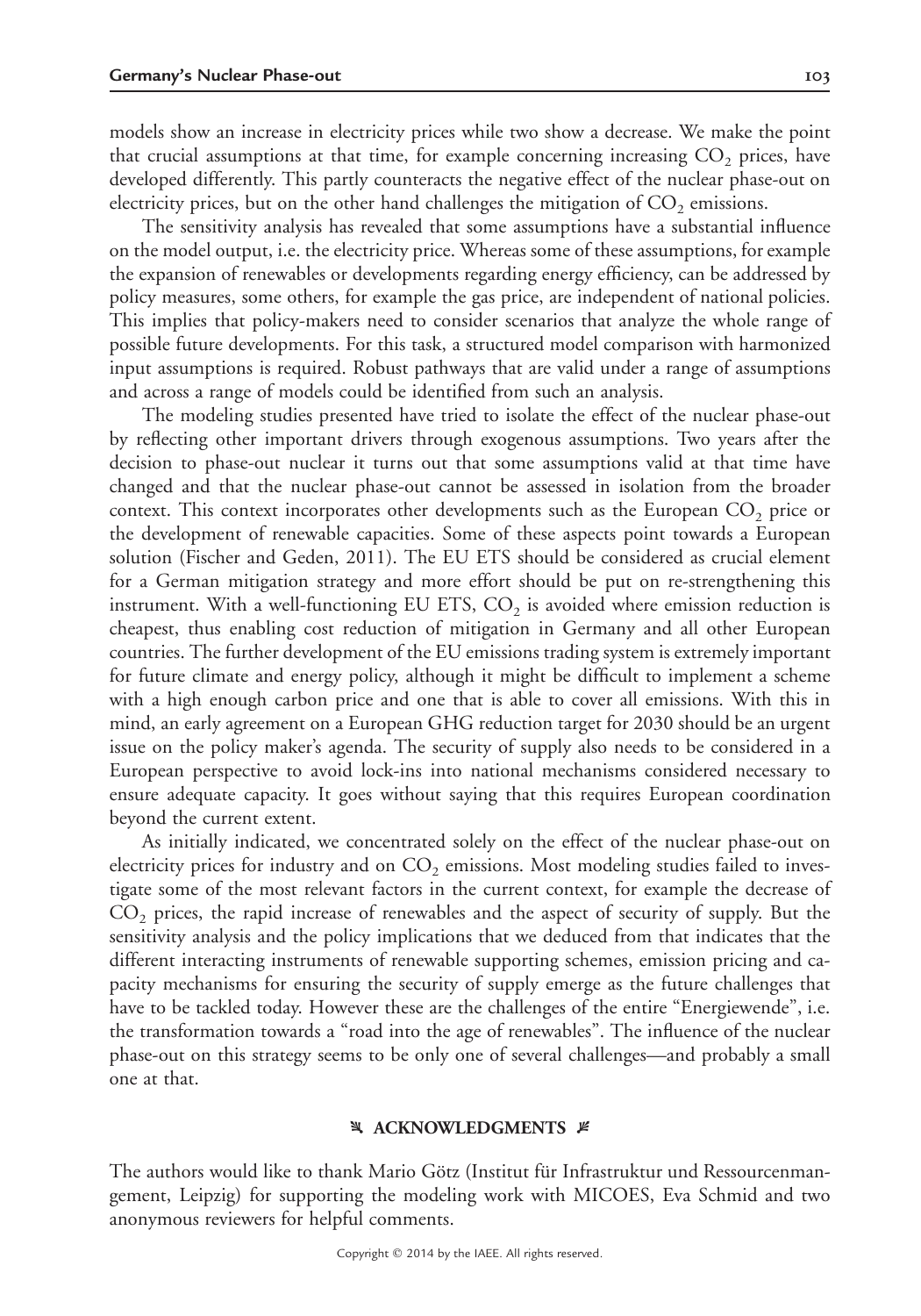models show an increase in electricity prices while two show a decrease. We make the point that crucial assumptions at that time, for example concerning increasing $CO_2$ prices, have developed differently. This partly counteracts the negative effect of the nuclear phase-out on electricity prices, but on the other hand challenges the mitigation of $CO_2$ emissions.

The sensitivity analysis has revealed that some assumptions have a substantial influence on the model output, i.e. the electricity price. Whereas some of these assumptions, for example the expansion of renewables or developments regarding energy efficiency, can be addressed by policy measures, some others, for example the gas price, are independent of national policies. This implies that policy-makers need to consider scenarios that analyze the whole range of possible future developments. For this task, a structured model comparison with harmonized input assumptions is required. Robust pathways that are valid under a range of assumptions and across a range of models could be identified from such an analysis.

The modeling studies presented have tried to isolate the effect of the nuclear phase-out by reflecting other important drivers through exogenous assumptions. Two years after the decision to phase-out nuclear it turns out that some assumptions valid at that time have changed and that the nuclear phase-out cannot be assessed in isolation from the broader context. This context incorporates other developments such as the European $CO_2$ price or the development of renewable capacities. Some of these aspects point towards a European solution (Fischer and Geden, 2011). The EU ETS should be considered as crucial element for a German mitigation strategy and more effort should be put on re-strengthening this instrument. With a well-functioning EU ETS, $CO_2$ is avoided where emission reduction is cheapest, thus enabling cost reduction of mitigation in Germany and all other European countries. The further development of the EU emissions trading system is extremely important for future climate and energy policy, although it might be difficult to implement a scheme with a high enough carbon price and one that is able to cover all emissions. With this in mind, an early agreement on a European GHG reduction target for 2030 should be an urgent issue on the policy maker's agenda. The security of supply also needs to be considered in a European perspective to avoid lock-ins into national mechanisms considered necessary to ensure adequate capacity. It goes without saying that this requires European coordination beyond the current extent.

As initially indicated, we concentrated solely on the effect of the nuclear phase-out on electricity prices for industry and on $CO_2$ emissions. Most modeling studies failed to investigate some of the most relevant factors in the current context, for example the decrease of $CO_2$ prices, the rapid increase of renewables and the aspect of security of supply. But the sensitivity analysis and the policy implications that we deduced from that indicates that the different interacting instruments of renewable supporting schemes, emission pricing and capacity mechanisms for ensuring the security of supply emerge as the future challenges that have to be tackled today. However these are the challenges of the entire "Energiewende", i.e. the transformation towards a "road into the age of renewables". The influence of the nuclear phase-out on this strategy seems to be only one of several challenges—and probably a small one at that.

## ACKNOWLEDGMENTS

The authors would like to thank Mario Götz (Institut für Infrastruktur und Ressourcenmangement, Leipzig) for supporting the modeling work with MICOES, Eva Schmid and two anonymous reviewers for helpful comments.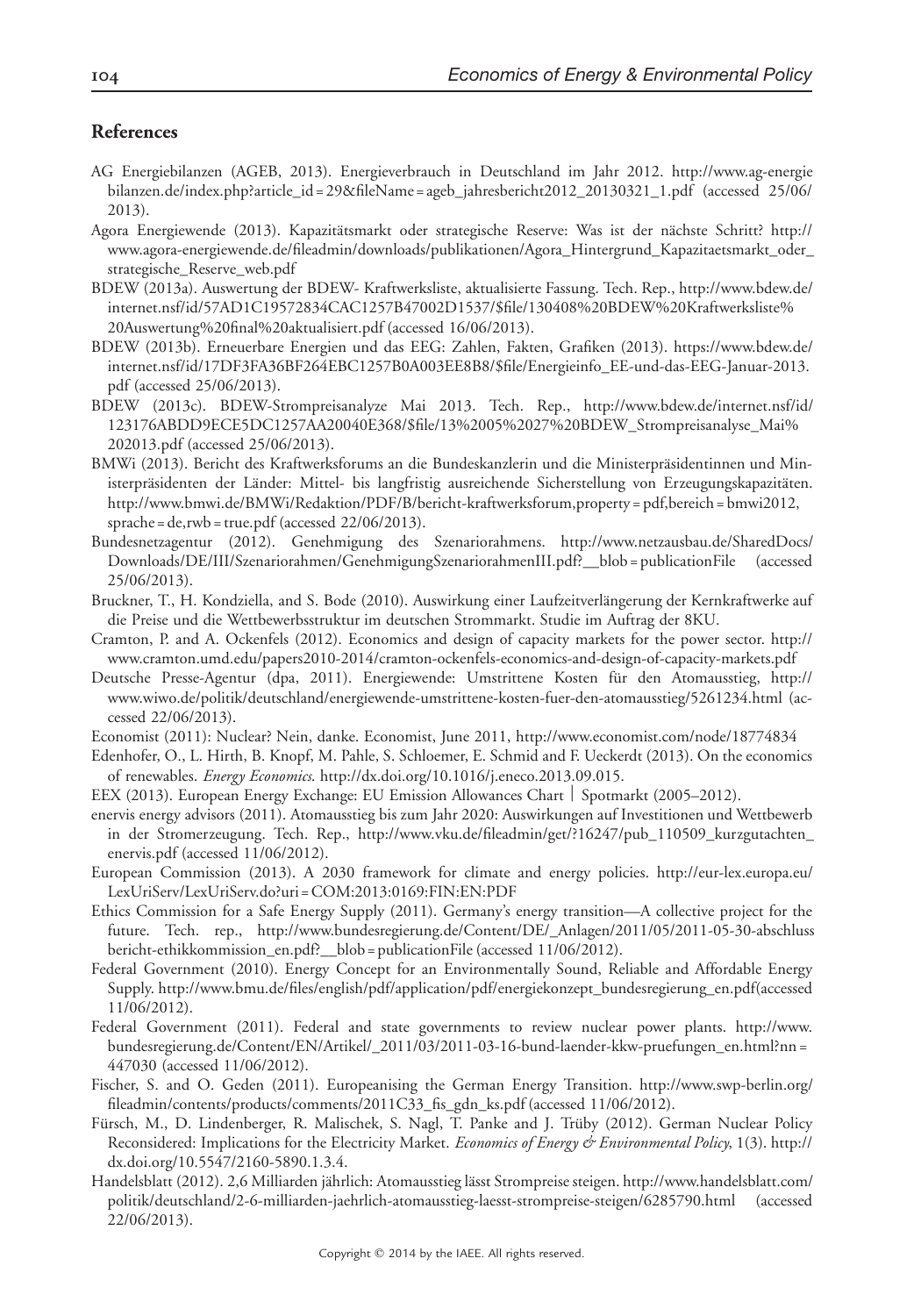## References

AG Energiebilanzen (AGEB, 2013). Energieverbrauch in Deutschland im Jahr 2012. http://www.ag-energiebilanzen.de/index.php?article_id=29&fileName=ageb_jahresbericht2012_20130321_1.pdf (accessed 25/06/2013).

Agora Energiewende (2013). Kapazitätsmarkt oder strategische Reserve: Was ist der nächste Schritt? http://www.agora-energiewende.de/fileadmin/downloads/publikationen/Agora_Hintergrund_Kapazitaetsmarkt_oder_strategische_Reserve_web.pdf

BDEW (2013a). Auswertung der BDEW- Kraftwerksliste, aktualisierte Fassung. Tech. Rep., http://www.bdew.de/internet.nsf/id/57AD1C19572834CAC1257B47002D1537/$file/130408%20BDEW%20Kraftwerksliste%20Auswertung%20final%20aktualisiert.pdf (accessed 16/06/2013).

BDEW (2013b). Erneuerbare Energien und das EEG: Zahlen, Fakten, Grafiken (2013). https://www.bdew.de/internet.nsf/id/17DF3FA36BF264EBC1257B0A003EE8B8/$file/Energieinfo_EE-und-das-EEG-Januar-2013.pdf (accessed 25/06/2013).

BDEW (2013c). BDEW-Strompreisanalyze Mai 2013. Tech. Rep., http://www.bdew.de/internet.nsf/id/123176ABDD9ECE5DC1257AA20040E368/$file/13%2005%2027%20BDEW_Strompreisanalyse_Mai%202013.pdf (accessed 25/06/2013).

BMWi (2013). Bericht des Kraftwerksforums an die Bundeskanzlerin und die Ministerpräsidentinnen und Ministerpräsidenten der Länder: Mittel- bis langfristig ausreichende Sicherstellung von Erzeugungskapazitäten. http://www.bmwi.de/BMWi/Redaktion/PDF/B/bericht-kraftwerksforum,property=pdf,bereich=bmwi2012,sprache=de,rwb=true.pdf (accessed 22/06/2013).

Bundesnetzagentur (2012). Genehmigung des Szenariorahmens. http://www.netzausbau.de/SharedDocs/Downloads/DE/III/Szenariorahmen/GenehmigungSzenariorahmenIII.pdf?__blob=publicationFile (accessed 25/06/2013).

Bruckner, T., H. Kondziella, and S. Bode (2010). Auswirkung einer Laufzeitverlängerung der Kernkraftwerke auf die Preise und die Wettbewerbsstruktur im deutschen Strommarkt. Studie im Auftrag der 8KU.

Cramton, P. and A. Ockenfels (2012). Economics and design of capacity markets for the power sector. http://www.cramton.umd.edu/papers2010-2014/cramton-ockenfels-economics-and-design-of-capacity-markets.pdf

Deutsche Presse-Agentur (dpa, 2011). Energiewende: Umstrittene Kosten für den Atomausstieg, http://www.wiwo.de/politik/deutschland/energiewende-umstrittene-kosten-fuer-den-atomausstieg/5261234.html (accessed 22/06/2013).

Economist (2011): Nuclear? Nein, danke. Economist, June 2011, http://www.economist.com/node/18774834

Edenhofer, O., L. Hirth, B. Knopf, M. Pahle, S. Schloemer, E. Schmid and F. Ueckerdt (2013). On the economics of renewables. *Energy Economics*. http://dx.doi.org/10.1016/j.eneco.2013.09.015.

EEX (2013). European Energy Exchange: EU Emission Allowances Chart | Spotmarkt (2005–2012).

enervis energy advisors (2011). Atomausstieg bis zum Jahr 2020: Auswirkungen auf Investitionen und Wettbewerb in der Stromerzeugung. Tech. Rep., http://www.vku.de/fileadmin/get/?16247/pub_110509_kurzgutachten_enervis.pdf (accessed 11/06/2012).

European Commission (2013). A 2030 framework for climate and energy policies. http://eur-lex.europa.eu/LexUriServ/LexUriServ.do?uri=COM:2013:0169:FIN:EN:PDF

Ethics Commission for a Safe Energy Supply (2011). Germany's energy transition—A collective project for the future. Tech. rep., http://www.bundesregierung.de/Content/DE/_Anlagen/2011/05/2011-05-30-abschlussbericht-ethikkommission_en.pdf?__blob=publicationFile (accessed 11/06/2012).

Federal Government (2010). Energy Concept for an Environmentally Sound, Reliable and Affordable Energy Supply. http://www.bmu.de/files/english/pdf/application/pdf/energiekonzept_bundesregierung_en.pdf(accessed 11/06/2012).

Federal Government (2011). Federal and state governments to review nuclear power plants. http://www.bundesregierung.de/Content/EN/Artikel/_2011/03/2011-03-16-bund-laender-kkw-pruefungen_en.html?nn=447030 (accessed 11/06/2012).

Fischer, S. and O. Geden (2011). Europeanising the German Energy Transition. http://www.swp-berlin.org/fileadmin/contents/products/comments/2011C33_fis_gdn_ks.pdf (accessed 11/06/2012).

Fürsch, M., D. Lindenberger, R. Malischek, S. Nagl, T. Panke and J. Trüby (2012). German Nuclear Policy Reconsidered: Implications for the Electricity Market. *Economics of Energy & Environmental Policy*, 1(3). http://dx.doi.org/10.5547/2160-5890.1.3.4.

Handelsblatt (2012). 2,6 Milliarden jährlich: Atomausstieg lässt Strompreise steigen. http://www.handelsblatt.com/politik/deutschland/2-6-milliarden-jaehrlich-atomausstieg-laesst-strompreise-steigen/6285790.html (accessed 22/06/2013).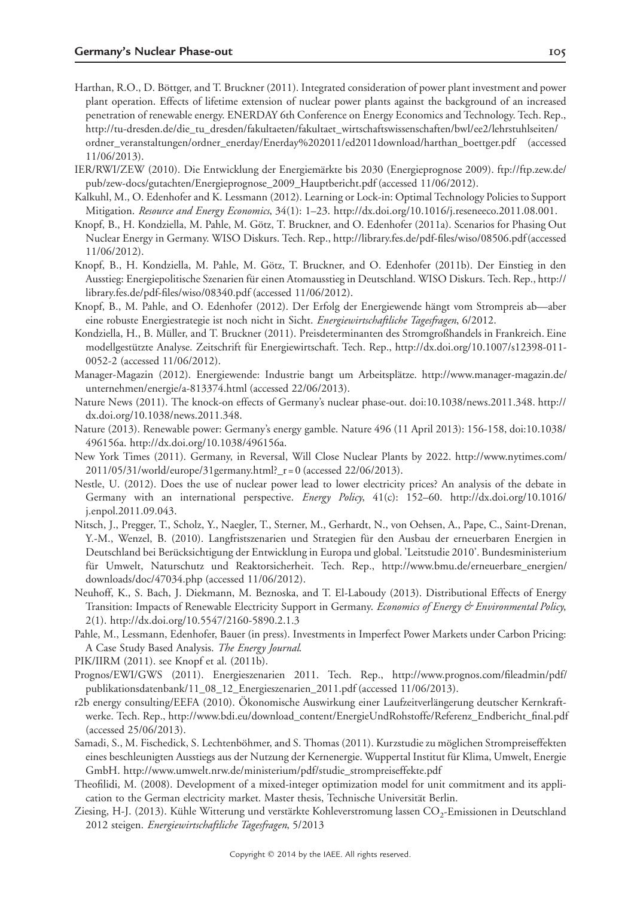Harthan, R.O., D. Böttger, and T. Bruckner (2011). Integrated consideration of power plant investment and power plant operation. Effects of lifetime extension of nuclear power plants against the background of an increased penetration of renewable energy. ENERDAY 6th Conference on Energy Economics and Technology. Tech. Rep., http://tu-dresden.de/die_tu_dresden/fakultaeten/fakultaet_wirtschaftswissenschaften/bwl/ee2/lehrstuhlseiten/ordner_veranstaltungen/ordner_enerday/Enerday%202011/ed2011download/harthan_boettger.pdf (accessed 11/06/2013).

IER/RWI/ZEW (2010). Die Entwicklung der Energiemärkte bis 2030 (Energieprognose 2009). ftp://ftp.zew.de/pub/zew-docs/gutachten/Energieprognose_2009_Hauptbericht.pdf (accessed 11/06/2012).

Kalkuhl, M., O. Edenhofer and K. Lessmann (2012). Learning or Lock-in: Optimal Technology Policies to Support Mitigation. *Resource and Energy Economics*, 34(1): 1–23. http://dx.doi.org/10.1016/j.reseneeco.2011.08.001.

Knopf, B., H. Kondziella, M. Pahle, M. Götz, T. Bruckner, and O. Edenhofer (2011a). Scenarios for Phasing Out Nuclear Energy in Germany. WISO Diskurs. Tech. Rep., http://library.fes.de/pdf-files/wiso/08506.pdf (accessed 11/06/2012).

Knopf, B., H. Kondziella, M. Pahle, M. Götz, T. Bruckner, and O. Edenhofer (2011b). Der Einstieg in den Ausstieg: Energiepolitische Szenarien für einen Atomausstieg in Deutschland. WISO Diskurs. Tech. Rep., http://library.fes.de/pdf-files/wiso/08340.pdf (accessed 11/06/2012).

Knopf, B., M. Pahle, and O. Edenhofer (2012). Der Erfolg der Energiewende hängt vom Strompreis ab—aber eine robuste Energiestrategie ist noch nicht in Sicht. *Energiewirtschaftliche Tagesfragen*, 6/2012.

Kondziella, H., B. Müller, and T. Bruckner (2011). Preisdeterminanten des Stromgroßhandels in Frankreich. Eine modellgestützte Analyse. Zeitschrift für Energiewirtschaft. Tech. Rep., http://dx.doi.org/10.1007/s12398-011-0052-2 (accessed 11/06/2012).

Manager-Magazin (2012). Energiewende: Industrie bangt um Arbeitsplätze. http://www.manager-magazin.de/unternehmen/energie/a-813374.html (accessed 22/06/2013).

Nature News (2011). The knock-on effects of Germany's nuclear phase-out. doi:10.1038/news.2011.348. http://dx.doi.org/10.1038/news.2011.348.

Nature (2013). Renewable power: Germany's energy gamble. Nature 496 (11 April 2013): 156-158, doi:10.1038/496156a. http://dx.doi.org/10.1038/496156a.

New York Times (2011). Germany, in Reversal, Will Close Nuclear Plants by 2022. http://www.nytimes.com/2011/05/31/world/europe/31germany.html?_r = 0 (accessed 22/06/2013).

Nestle, U. (2012). Does the use of nuclear power lead to lower electricity prices? An analysis of the debate in Germany with an international perspective. *Energy Policy*, 41(c): 152–60. http://dx.doi.org/10.1016/j.enpol.2011.09.043.

Nitsch, J., Pregger, T., Scholz, Y., Naegler, T., Sterner, M., Gerhardt, N., von Oehsen, A., Pape, C., Saint-Drenan, Y.-M., Wenzel, B. (2010). Langfristszenarien und Strategien für den Ausbau der erneuerbaren Energien in Deutschland bei Berücksichtigung der Entwicklung in Europa und global. 'Leitstudie 2010'. Bundesministerium für Umwelt, Naturschutz und Reaktorsicherheit. Tech. Rep., http://www.bmu.de/erneuerbare_energien/downloads/doc/47034.php (accessed 11/06/2012).

Neuhoff, K., S. Bach, J. Diekmann, M. Beznoska, and T. El-Laboudy (2013). Distributional Effects of Energy Transition: Impacts of Renewable Electricity Support in Germany. *Economics of Energy & Environmental Policy*, 2(1). http://dx.doi.org/10.5547/2160-5890.2.1.3

Pahle, M., Lessmann, Edenhofer, Bauer (in press). Investments in Imperfect Power Markets under Carbon Pricing: A Case Study Based Analysis. *The Energy Journal*.

PIK/IIRM (2011). see Knopf et al. (2011b).

Prognos/EWI/GWS (2011). Energieszenarien 2011. Tech. Rep., http://www.prognos.com/fileadmin/pdf/publikationsdatenbank/11_08_12_Energieszenarien_2011.pdf (accessed 11/06/2013).

r2b energy consulting/EEFA (2010). Ökonomische Auswirkung einer Laufzeitverlängerung deutscher Kernkraftwerke. Tech. Rep., http://www.bdi.eu/download_content/EnergieUndRohstoffe/Referenz_Endbericht_final.pdf (accessed 25/06/2013).

Samadi, S., M. Fischedick, S. Lechtenböhmer, and S. Thomas (2011). Kurzstudie zu möglichen Strompreiseffekten eines beschleunigten Ausstiegs aus der Nutzung der Kernenergie. Wuppertal Institut für Klima, Umwelt, Energie GmbH. http://www.umwelt.nrw.de/ministerium/pdf/studie_strompreiseffekte.pdf

Theofilidi, M. (2008). Development of a mixed-integer optimization model for unit commitment and its application to the German electricity market. Master thesis, Technische Universität Berlin.

Ziesing, H-J. (2013). Kühle Witterung und verstärkte Kohleverstromung lassen $CO_2$-Emissionen in Deutschland 2012 steigen. *Energiewirtschaftliche Tagesfragen*, 5/2013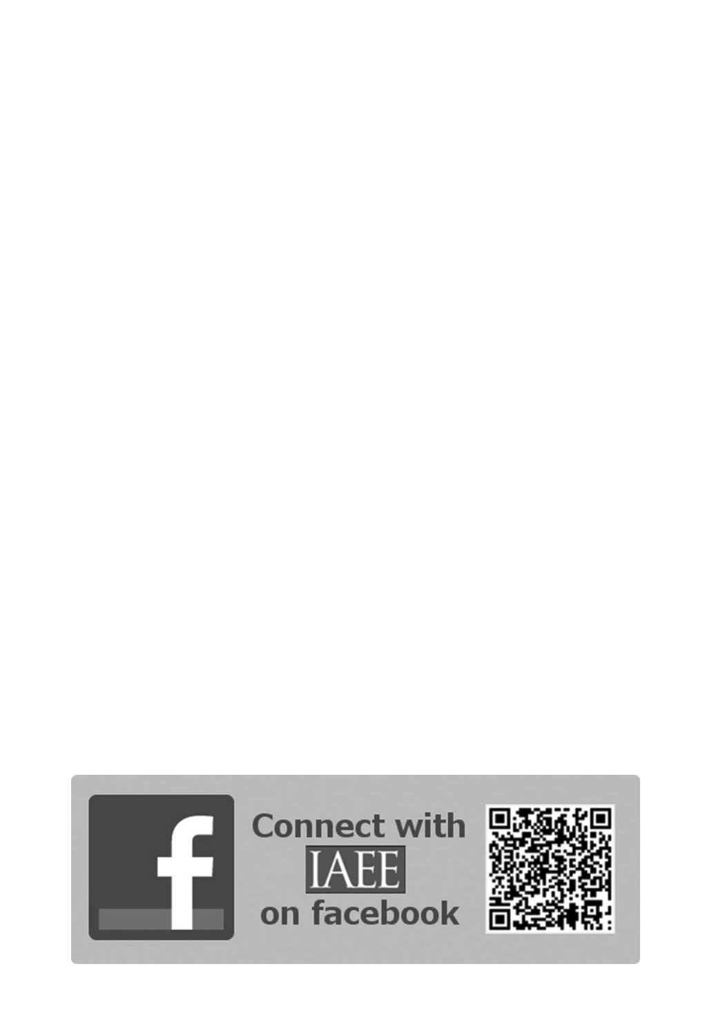Connect with IAEE on facebook